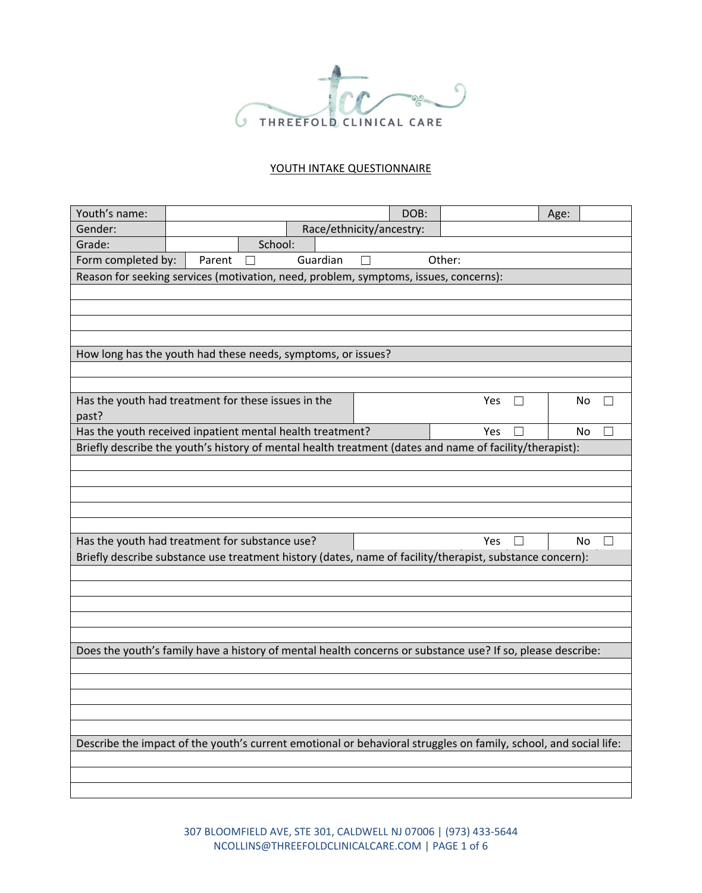THREEFOLD CLINICAL CARE

## YOUTH INTAKE QUESTIONNAIRE

| Youth's name: | | DOB: | | Age: | |
|---|---|---|---|---|---|
| Gender: | | Race/ethnicity/ancestry: | | | |
| Grade: | | School: | | | |
| Form completed by: | Parent ☐ | Guardian ☐ | Other: | | |

| Reason for seeking services (motivation, need, problem, symptoms, issues, concerns): | | |
|---|---|---|
| | | |
| | | |
| | | |
| | | |
| How long has the youth had these needs, symptoms, or issues? | | |
| | | |
| | | |
| Has the youth had treatment for these issues in the past? | Yes ☐ | No ☐ |
| Has the youth received inpatient mental health treatment? | Yes ☐ | No ☐ |
| Briefly describe the youth's history of mental health treatment (dates and name of facility/therapist): | | |
| | | |
| | | |
| | | |
| | | |
| | | |
| Has the youth had treatment for substance use? | Yes ☐ | No ☐ |
| Briefly describe substance use treatment history (dates, name of facility/therapist, substance concern): | | |
| | | |
| | | |
| | | |
| | | |
| | | |
| Does the youth's family have a history of mental health concerns or substance use? If so, please describe: | | |
| | | |
| | | |
| | | |
| | | |
| | | |
| Describe the impact of the youth's current emotional or behavioral struggles on family, school, and social life: | | |
| | | |
| | | |
| | | |

307 BLOOMFIELD AVE, STE 301, CALDWELL NJ 07006 | (973) 433-5644
NCOLLINS@THREEFOLDCLINICALCARE.COM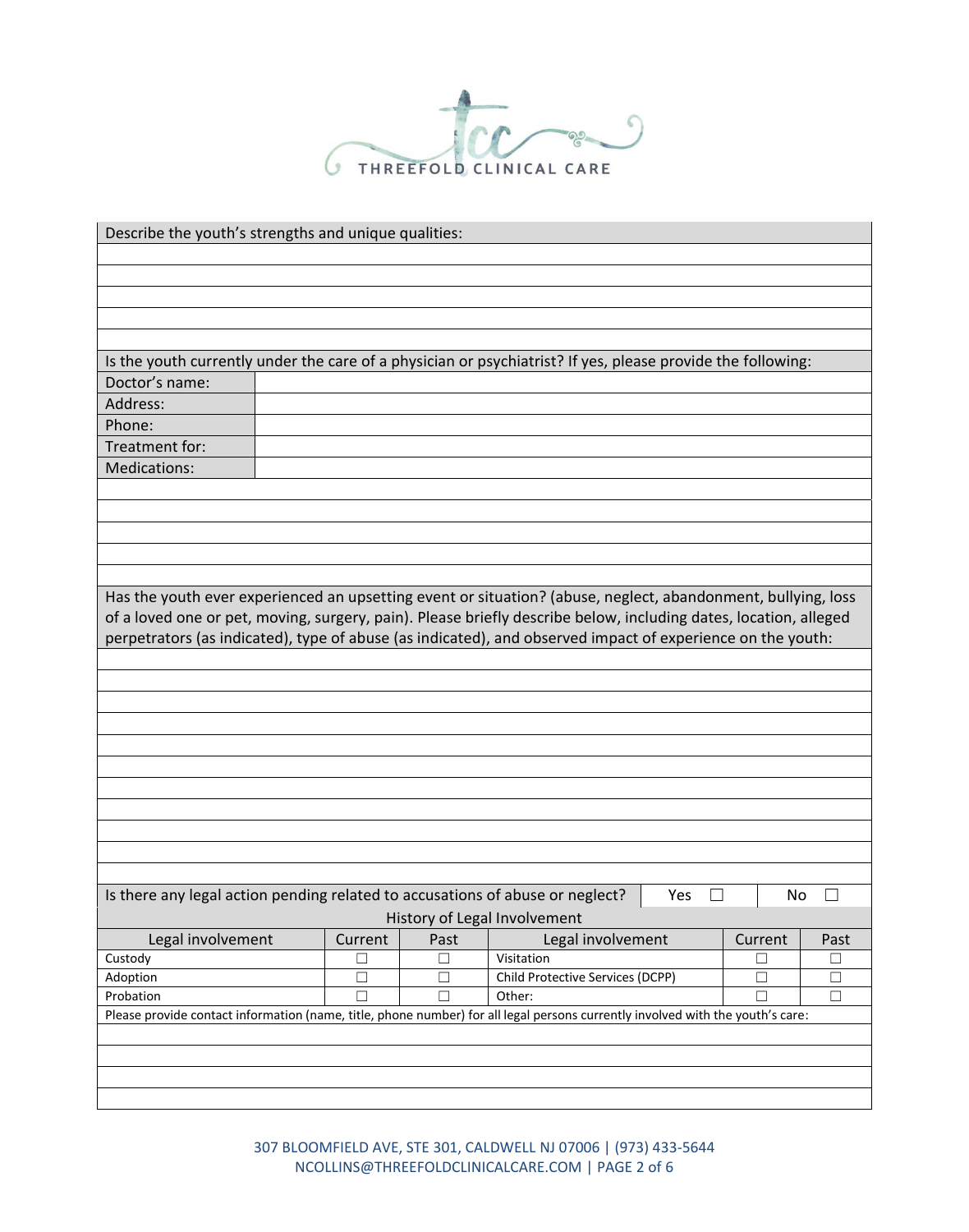Describe the youth's strengths and unique qualities:

Is the youth currently under the care of a physician or psychiatrist? If yes, please provide the following:

| | |
|---|---|
| Doctor's name: | |
| Address: | |
| Phone: | |
| Treatment for: | |
| Medications: | |

Has the youth ever experienced an upsetting event or situation? (abuse, neglect, abandonment, bullying, loss of a loved one or pet, moving, surgery, pain). Please briefly describe below, including dates, location, alleged perpetrators (as indicated), type of abuse (as indicated), and observed impact of experience on the youth:

Is there any legal action pending related to accusations of abuse or neglect? Yes ☐ No ☐

History of Legal Involvement

| Legal involvement | Current | Past | Legal involvement | Current | Past |
|---|---|---|---|---|---|
| Custody | ☐ | ☐ | Visitation | ☐ | ☐ |
| Adoption | ☐ | ☐ | Child Protective Services (DCPP) | ☐ | ☐ |
| Probation | ☐ | ☐ | Other: | ☐ | ☐ |

Please provide contact information (name, title, phone number) for all legal persons currently involved with the youth's care: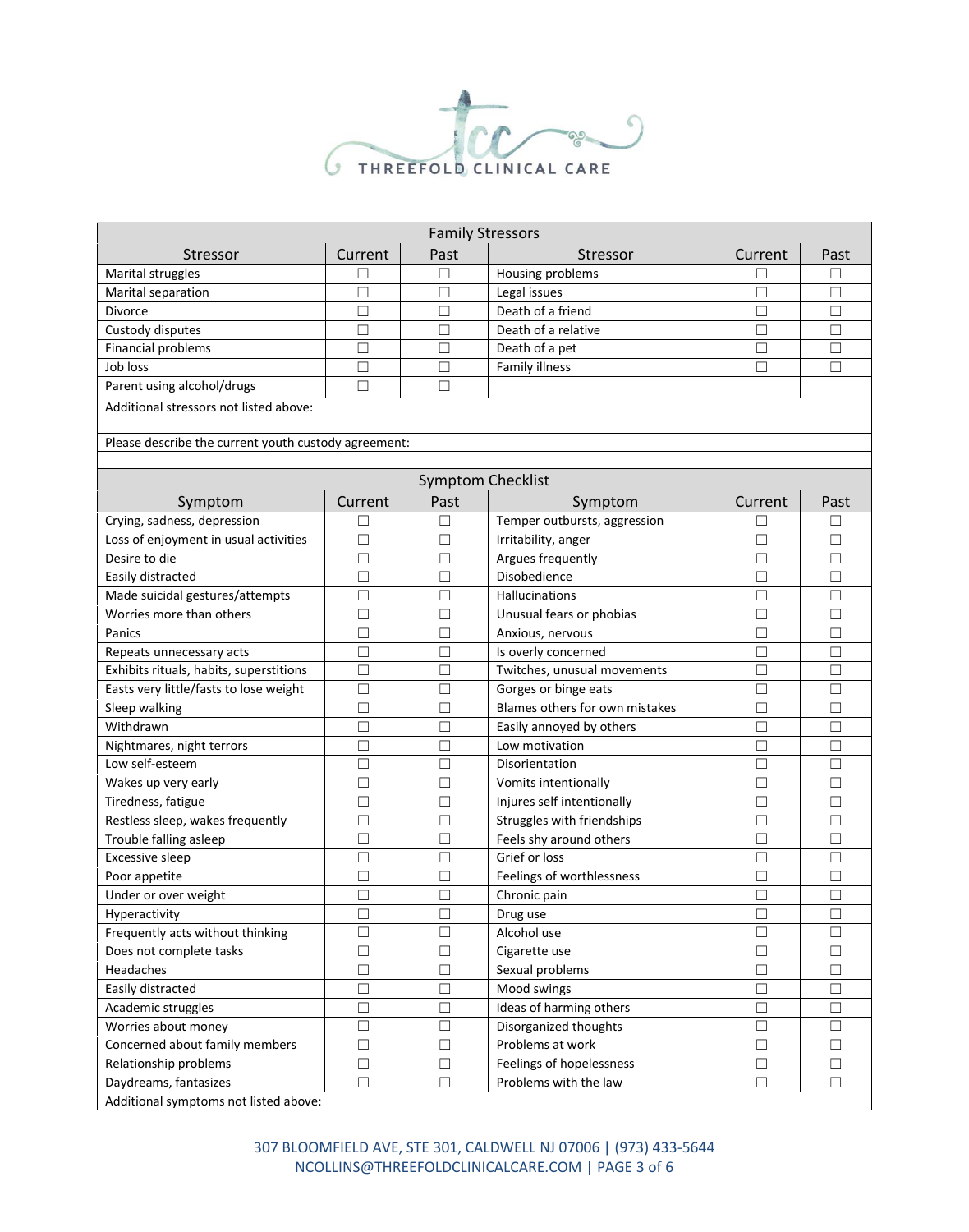THREEFOLD CLINICAL CARE

| Family Stressors | | | | | |
|---|---|---|---|---|---|
| **Stressor** | **Current** | **Past** | **Stressor** | **Current** | **Past** |
| Marital struggles | ☐ | ☐ | Housing problems | ☐ | ☐ |
| Marital separation | ☐ | ☐ | Legal issues | ☐ | ☐ |
| Divorce | ☐ | ☐ | Death of a friend | ☐ | ☐ |
| Custody disputes | ☐ | ☐ | Death of a relative | ☐ | ☐ |
| Financial problems | ☐ | ☐ | Death of a pet | ☐ | ☐ |
| Job loss | ☐ | ☐ | Family illness | ☐ | ☐ |
| Parent using alcohol/drugs | ☐ | ☐ | | | |
| Additional stressors not listed above: | | | | | |
| | | | | | |
| Please describe the current youth custody agreement: | | | | | |
| | | | | | |

| Symptom Checklist | | | | | |
|---|---|---|---|---|---|
| **Symptom** | **Current** | **Past** | **Symptom** | **Current** | **Past** |
| Crying, sadness, depression | ☐ | ☐ | Temper outbursts, aggression | ☐ | ☐ |
| Loss of enjoyment in usual activities | ☐ | ☐ | Irritability, anger | ☐ | ☐ |
| Desire to die | ☐ | ☐ | Argues frequently | ☐ | ☐ |
| Easily distracted | ☐ | ☐ | Disobedience | ☐ | ☐ |
| Made suicidal gestures/attempts | ☐ | ☐ | Hallucinations | ☐ | ☐ |
| Worries more than others | ☐ | ☐ | Unusual fears or phobias | ☐ | ☐ |
| Panics | ☐ | ☐ | Anxious, nervous | ☐ | ☐ |
| Repeats unnecessary acts | ☐ | ☐ | Is overly concerned | ☐ | ☐ |
| Exhibits rituals, habits, superstitions | ☐ | ☐ | Twitches, unusual movements | ☐ | ☐ |
| Easts very little/fasts to lose weight | ☐ | ☐ | Gorges or binge eats | ☐ | ☐ |
| Sleep walking | ☐ | ☐ | Blames others for own mistakes | ☐ | ☐ |
| Withdrawn | ☐ | ☐ | Easily annoyed by others | ☐ | ☐ |
| Nightmares, night terrors | ☐ | ☐ | Low motivation | ☐ | ☐ |
| Low self-esteem | ☐ | ☐ | Disorientation | ☐ | ☐ |
| Wakes up very early | ☐ | ☐ | Vomits intentionally | ☐ | ☐ |
| Tiredness, fatigue | ☐ | ☐ | Injures self intentionally | ☐ | ☐ |
| Restless sleep, wakes frequently | ☐ | ☐ | Struggles with friendships | ☐ | ☐ |
| Trouble falling asleep | ☐ | ☐ | Feels shy around others | ☐ | ☐ |
| Excessive sleep | ☐ | ☐ | Grief or loss | ☐ | ☐ |
| Poor appetite | ☐ | ☐ | Feelings of worthlessness | ☐ | ☐ |
| Under or over weight | ☐ | ☐ | Chronic pain | ☐ | ☐ |
| Hyperactivity | ☐ | ☐ | Drug use | ☐ | ☐ |
| Frequently acts without thinking | ☐ | ☐ | Alcohol use | ☐ | ☐ |
| Does not complete tasks | ☐ | ☐ | Cigarette use | ☐ | ☐ |
| Headaches | ☐ | ☐ | Sexual problems | ☐ | ☐ |
| Easily distracted | ☐ | ☐ | Mood swings | ☐ | ☐ |
| Academic struggles | ☐ | ☐ | Ideas of harming others | ☐ | ☐ |
| Worries about money | ☐ | ☐ | Disorganized thoughts | ☐ | ☐ |
| Concerned about family members | ☐ | ☐ | Problems at work | ☐ | ☐ |
| Relationship problems | ☐ | ☐ | Feelings of hopelessness | ☐ | ☐ |
| Daydreams, fantasizes | ☐ | ☐ | Problems with the law | ☐ | ☐ |
| Additional symptoms not listed above: | | | | | |

307 BLOOMFIELD AVE, STE 301, CALDWELL NJ 07006 | (973) 433-5644
NCOLLINS@THREEFOLDCLINICALCARE.COM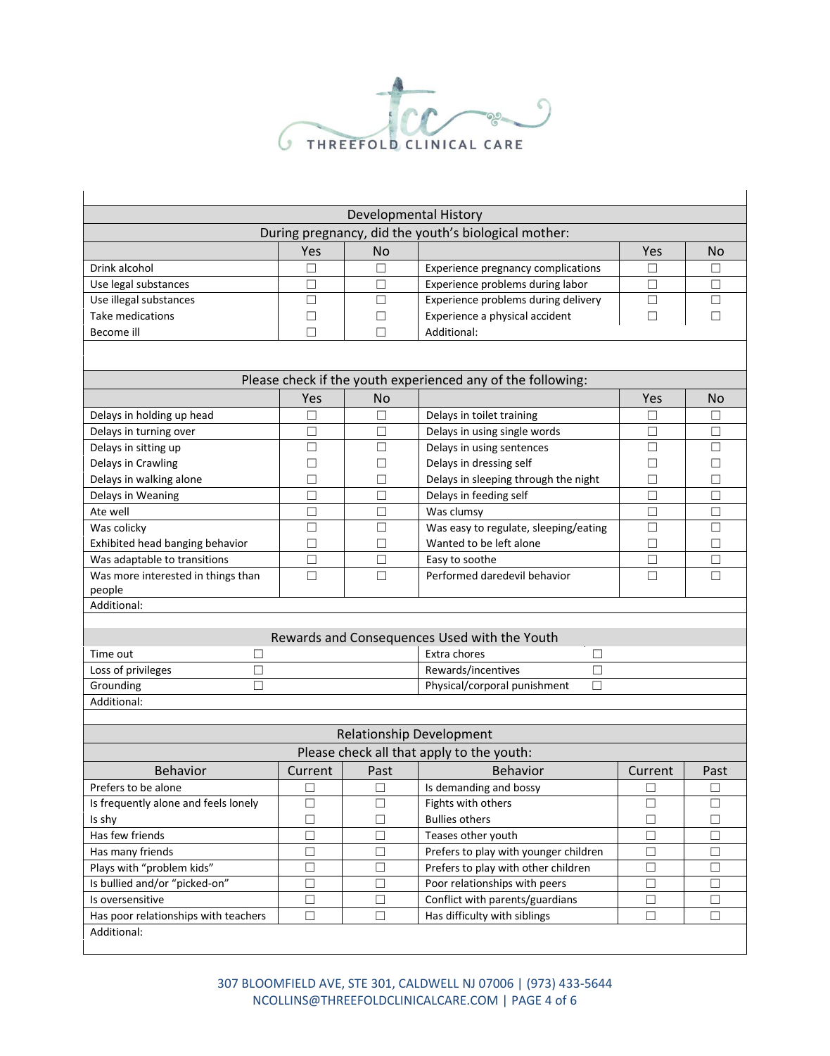## Developmental History

**During pregnancy, did the youth's biological mother:**

| | Yes | No | | Yes | No |
|---|---|---|---|---|---|
| Drink alcohol | ☐ | ☐ | Experience pregnancy complications | ☐ | ☐ |
| Use legal substances | ☐ | ☐ | Experience problems during labor | ☐ | ☐ |
| Use illegal substances | ☐ | ☐ | Experience problems during delivery | ☐ | ☐ |
| Take medications | ☐ | ☐ | Experience a physical accident | ☐ | ☐ |
| Become ill | ☐ | ☐ | Additional: | | |

**Please check if the youth experienced any of the following:**

| | Yes | No | | Yes | No |
|---|---|---|---|---|---|
| Delays in holding up head | ☐ | ☐ | Delays in toilet training | ☐ | ☐ |
| Delays in turning over | ☐ | ☐ | Delays in using single words | ☐ | ☐ |
| Delays in sitting up | ☐ | ☐ | Delays in using sentences | ☐ | ☐ |
| Delays in Crawling | ☐ | ☐ | Delays in dressing self | ☐ | ☐ |
| Delays in walking alone | ☐ | ☐ | Delays in sleeping through the night | ☐ | ☐ |
| Delays in Weaning | ☐ | ☐ | Delays in feeding self | ☐ | ☐ |
| Ate well | ☐ | ☐ | Was clumsy | ☐ | ☐ |
| Was colicky | ☐ | ☐ | Was easy to regulate, sleeping/eating | ☐ | ☐ |
| Exhibited head banging behavior | ☐ | ☐ | Wanted to be left alone | ☐ | ☐ |
| Was adaptable to transitions | ☐ | ☐ | Easy to soothe | ☐ | ☐ |
| Was more interested in things than people | ☐ | ☐ | Performed daredevil behavior | ☐ | ☐ |

Additional:

## Rewards and Consequences Used with the Youth

| | | | |
|---|---|---|---|
| Time out | ☐ | Extra chores | ☐ |
| Loss of privileges | ☐ | Rewards/incentives | ☐ |
| Grounding | ☐ | Physical/corporal punishment | ☐ |

Additional:

## Relationship Development

**Please check all that apply to the youth:**

| Behavior | Current | Past | Behavior | Current | Past |
|---|---|---|---|---|---|
| Prefers to be alone | ☐ | ☐ | Is demanding and bossy | ☐ | ☐ |
| Is frequently alone and feels lonely | ☐ | ☐ | Fights with others | ☐ | ☐ |
| Is shy | ☐ | ☐ | Bullies others | ☐ | ☐ |
| Has few friends | ☐ | ☐ | Teases other youth | ☐ | ☐ |
| Has many friends | ☐ | ☐ | Prefers to play with younger children | ☐ | ☐ |
| Plays with "problem kids" | ☐ | ☐ | Prefers to play with other children | ☐ | ☐ |
| Is bullied and/or "picked-on" | ☐ | ☐ | Poor relationships with peers | ☐ | ☐ |
| Is oversensitive | ☐ | ☐ | Conflict with parents/guardians | ☐ | ☐ |
| Has poor relationships with teachers | ☐ | ☐ | Has difficulty with siblings | ☐ | ☐ |

Additional: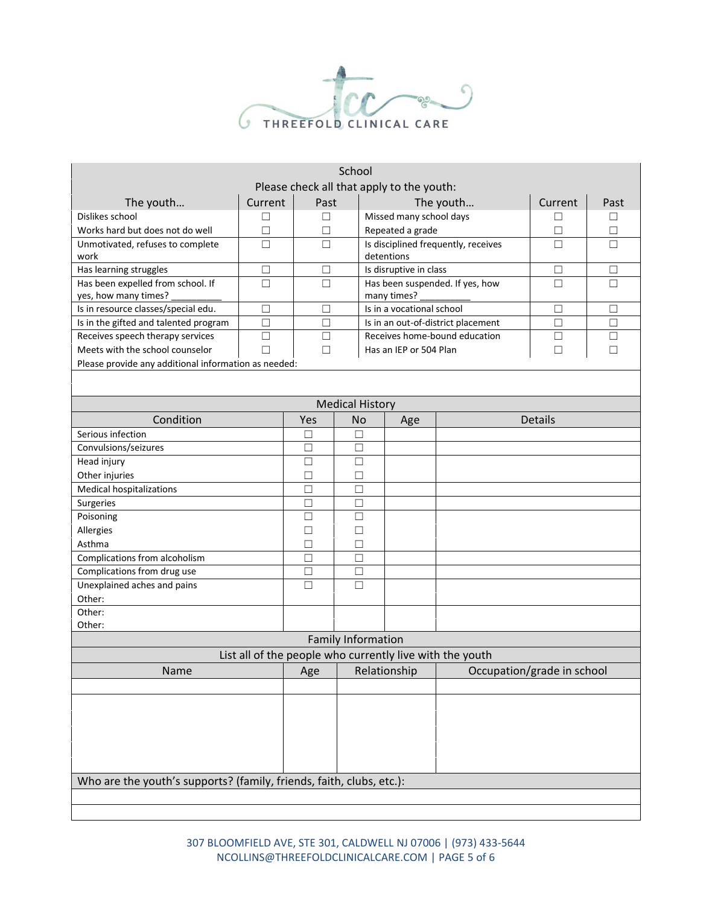THREEFOLD CLINICAL CARE

| School | | | | | |
|---|---|---|---|---|---|
| Please check all that apply to the youth: | | | | | |
| **The youth…** | **Current** | **Past** | **The youth…** | **Current** | **Past** |
| Dislikes school | ☐ | ☐ | Missed many school days | ☐ | ☐ |
| Works hard but does not do well | ☐ | ☐ | Repeated a grade | ☐ | ☐ |
| Unmotivated, refuses to complete work | ☐ | ☐ | Is disciplined frequently, receives detentions | ☐ | ☐ |
| Has learning struggles | ☐ | ☐ | Is disruptive in class | ☐ | ☐ |
| Has been expelled from school. If yes, how many times? __________ | ☐ | ☐ | Has been suspended. If yes, how many times? __________ | ☐ | ☐ |
| Is in resource classes/special edu. | ☐ | ☐ | Is in a vocational school | ☐ | ☐ |
| Is in the gifted and talented program | ☐ | ☐ | Is in an out-of-district placement | ☐ | ☐ |
| Receives speech therapy services | ☐ | ☐ | Receives home-bound education | ☐ | ☐ |
| Meets with the school counselor | ☐ | ☐ | Has an IEP or 504 Plan | ☐ | ☐ |
| Please provide any additional information as needed: | | | | | |
| | | | | | |

| Medical History | | | | |
|---|---|---|---|---|
| **Condition** | **Yes** | **No** | **Age** | **Details** |
| Serious infection | ☐ | ☐ | | |
| Convulsions/seizures | ☐ | ☐ | | |
| Head injury | ☐ | ☐ | | |
| Other injuries | ☐ | ☐ | | |
| Medical hospitalizations | ☐ | ☐ | | |
| Surgeries | ☐ | ☐ | | |
| Poisoning | ☐ | ☐ | | |
| Allergies | ☐ | ☐ | | |
| Asthma | ☐ | ☐ | | |
| Complications from alcoholism | ☐ | ☐ | | |
| Complications from drug use | ☐ | ☐ | | |
| Unexplained aches and pains | ☐ | ☐ | | |
| Other: | | | | |
| Other: | | | | |
| Other: | | | | |

| Family Information | | | |
|---|---|---|---|
| List all of the people who currently live with the youth | | | |
| **Name** | **Age** | **Relationship** | **Occupation/grade in school** |
| | | | |
| | | | |
| | | | |
| | | | |
| | | | |
| | | | |

| Who are the youth's supports? (family, friends, faith, clubs, etc.): |
|---|
| |
| |

307 BLOOMFIELD AVE, STE 301, CALDWELL NJ 07006 | (973) 433-5644
NCOLLINS@THREEFOLDCLINICALCARE.COM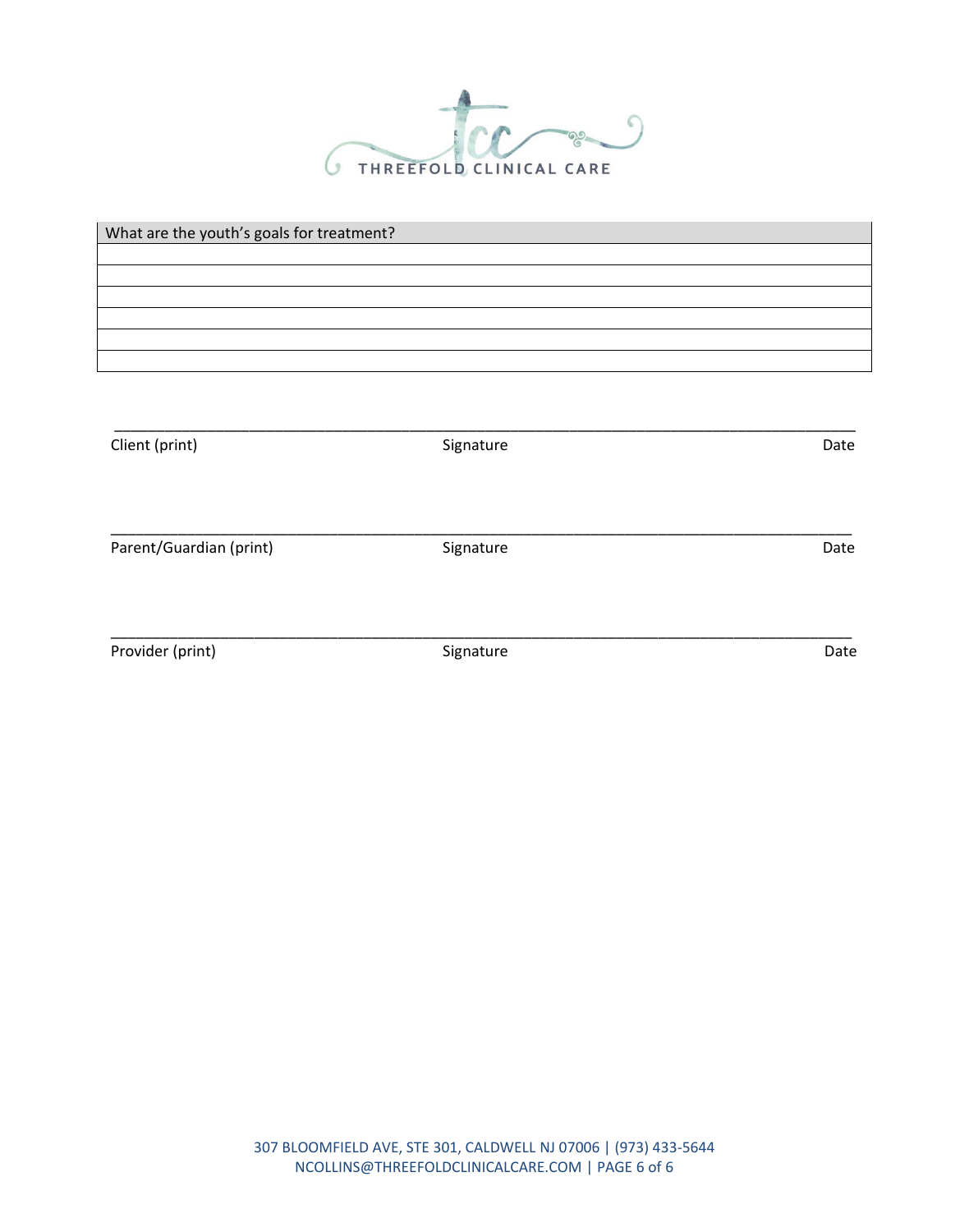| What are the youth's goals for treatment? |
|---|
| |
| |
| |
| |
| |
| |

\_\_\_\_\_\_\_\_\_\_\_\_\_\_\_\_\_\_\_\_\_\_\_\_\_\_\_\_\_\_\_\_\_\_\_\_\_\_\_\_\_\_\_\_\_\_\_\_\_\_\_\_\_\_\_\_\_\_\_\_\_\_\_\_\_\_\_\_\_\_\_\_\_\_\_\_\_\_\_\_

Client (print) Signature Date

\_\_\_\_\_\_\_\_\_\_\_\_\_\_\_\_\_\_\_\_\_\_\_\_\_\_\_\_\_\_\_\_\_\_\_\_\_\_\_\_\_\_\_\_\_\_\_\_\_\_\_\_\_\_\_\_\_\_\_\_\_\_\_\_\_\_\_\_\_\_\_\_\_\_\_\_\_\_\_\_

Parent/Guardian (print) Signature Date

\_\_\_\_\_\_\_\_\_\_\_\_\_\_\_\_\_\_\_\_\_\_\_\_\_\_\_\_\_\_\_\_\_\_\_\_\_\_\_\_\_\_\_\_\_\_\_\_\_\_\_\_\_\_\_\_\_\_\_\_\_\_\_\_\_\_\_\_\_\_\_\_\_\_\_\_\_\_\_\_

Provider (print) Signature Date